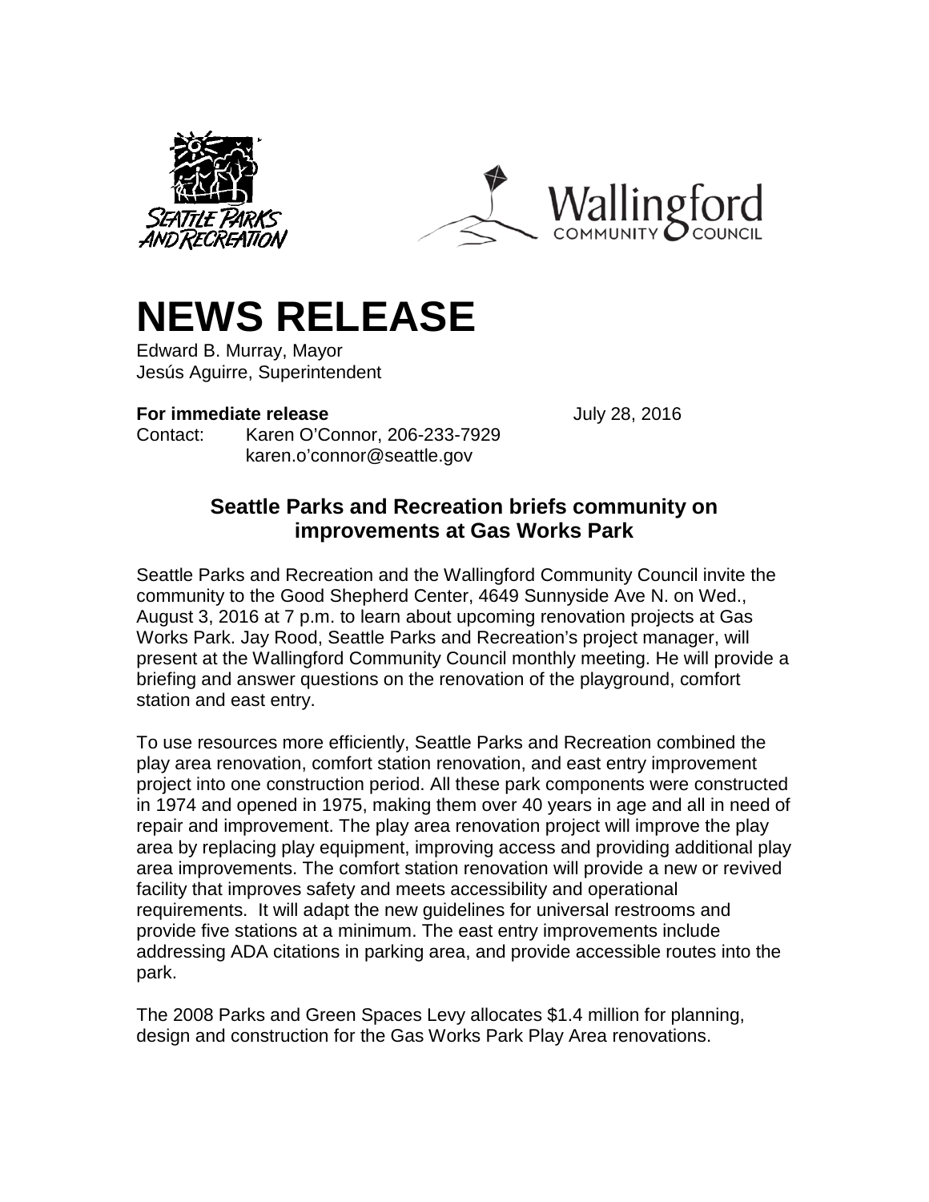SEATTLE PARKS AND RECREATION

Wallingford COMMUNITY COUNCIL

# NEWS RELEASE

Edward B. Murray, Mayor
Jesús Aguirre, Superintendent

**For immediate release** July 28, 2016

Contact: Karen O'Connor, 206-233-7929
karen.o'connor@seattle.gov

## Seattle Parks and Recreation briefs community on improvements at Gas Works Park

Seattle Parks and Recreation and the Wallingford Community Council invite the community to the Good Shepherd Center, 4649 Sunnyside Ave N. on Wed., August 3, 2016 at 7 p.m. to learn about upcoming renovation projects at Gas Works Park. Jay Rood, Seattle Parks and Recreation's project manager, will present at the Wallingford Community Council monthly meeting. He will provide a briefing and answer questions on the renovation of the playground, comfort station and east entry.

To use resources more efficiently, Seattle Parks and Recreation combined the play area renovation, comfort station renovation, and east entry improvement project into one construction period. All these park components were constructed in 1974 and opened in 1975, making them over 40 years in age and all in need of repair and improvement. The play area renovation project will improve the play area by replacing play equipment, improving access and providing additional play area improvements. The comfort station renovation will provide a new or revived facility that improves safety and meets accessibility and operational requirements. It will adapt the new guidelines for universal restrooms and provide five stations at a minimum. The east entry improvements include addressing ADA citations in parking area, and provide accessible routes into the park.

The 2008 Parks and Green Spaces Levy allocates $1.4 million for planning, design and construction for the Gas Works Park Play Area renovations.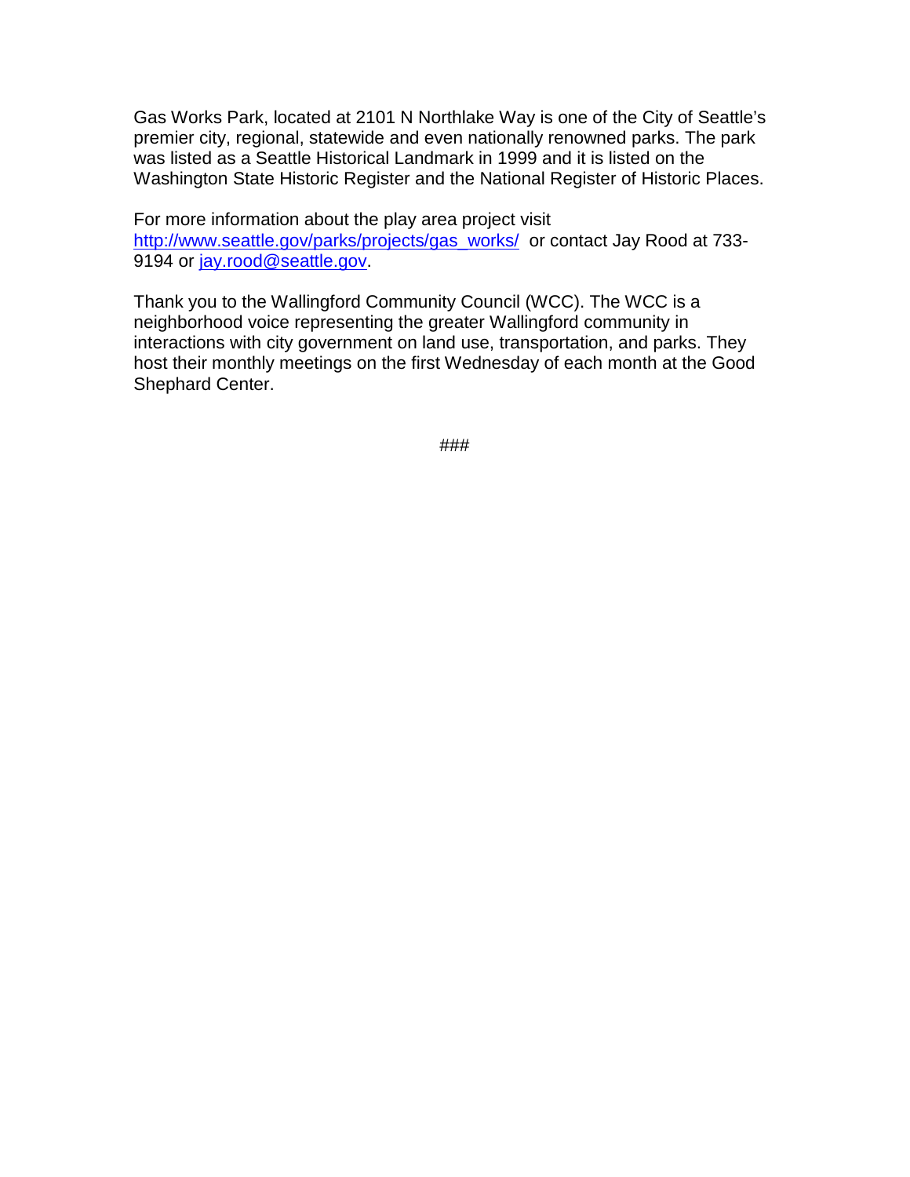Gas Works Park, located at 2101 N Northlake Way is one of the City of Seattle's premier city, regional, statewide and even nationally renowned parks. The park was listed as a Seattle Historical Landmark in 1999 and it is listed on the Washington State Historic Register and the National Register of Historic Places.

For more information about the play area project visit [http://www.seattle.gov/parks/projects/gas_works/](http://www.seattle.gov/parks/projects/gas_works/) or contact Jay Rood at 733-9194 or [jay.rood@seattle.gov](mailto:jay.rood@seattle.gov).

Thank you to the Wallingford Community Council (WCC). The WCC is a neighborhood voice representing the greater Wallingford community in interactions with city government on land use, transportation, and parks. They host their monthly meetings on the first Wednesday of each month at the Good Shephard Center.

###